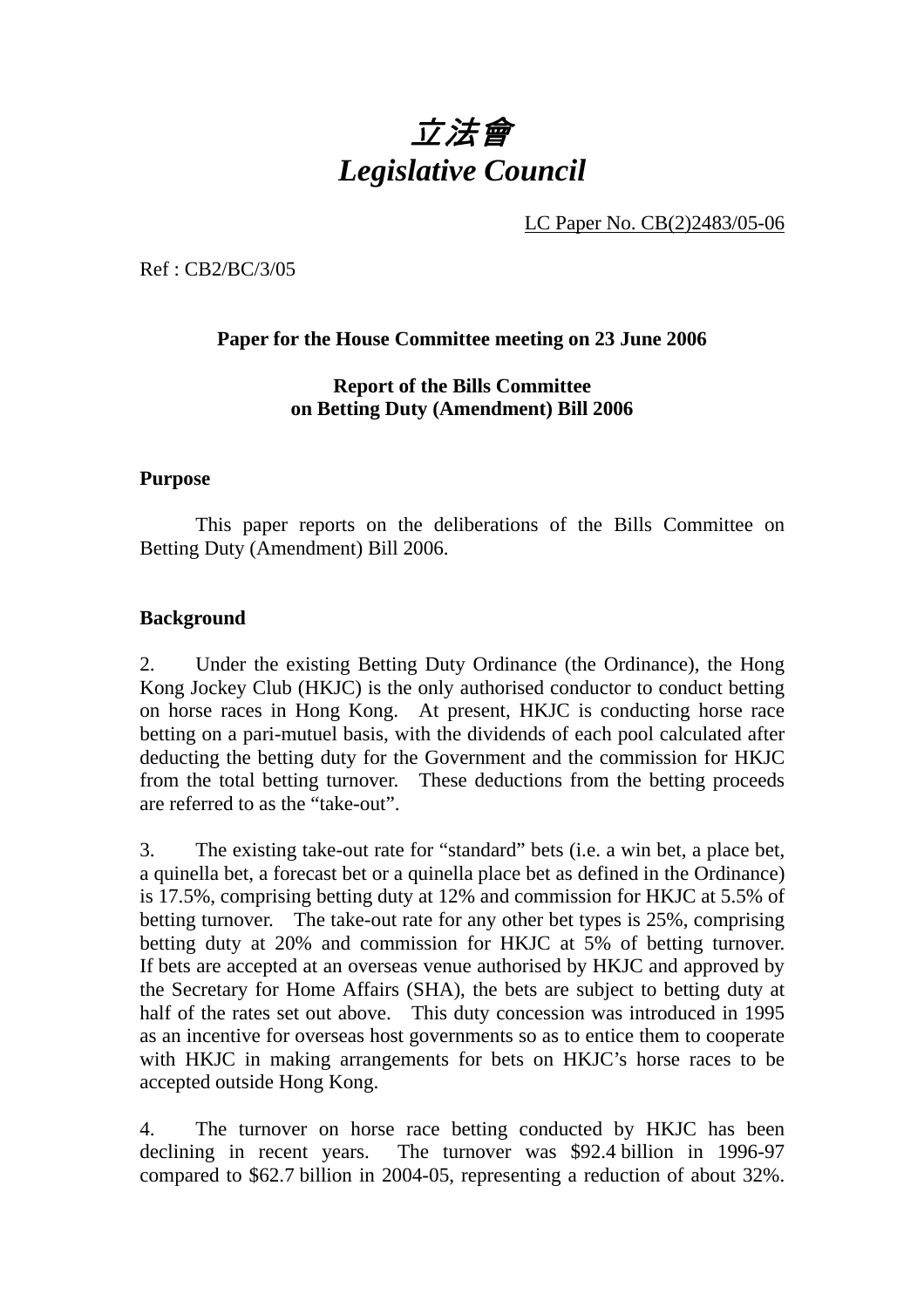# *立法會*
# *Legislative Council*

LC Paper No. CB(2)2483/05-06

Ref : CB2/BC/3/05

**Paper for the House Committee meeting on 23 June 2006**

**Report of the Bills Committee on Betting Duty (Amendment) Bill 2006**

## Purpose

This paper reports on the deliberations of the Bills Committee on Betting Duty (Amendment) Bill 2006.

## Background

2. Under the existing Betting Duty Ordinance (the Ordinance), the Hong Kong Jockey Club (HKJC) is the only authorised conductor to conduct betting on horse races in Hong Kong. At present, HKJC is conducting horse race betting on a pari-mutuel basis, with the dividends of each pool calculated after deducting the betting duty for the Government and the commission for HKJC from the total betting turnover. These deductions from the betting proceeds are referred to as the "take-out".

3. The existing take-out rate for "standard" bets (i.e. a win bet, a place bet, a quinella bet, a forecast bet or a quinella place bet as defined in the Ordinance) is 17.5%, comprising betting duty at 12% and commission for HKJC at 5.5% of betting turnover. The take-out rate for any other bet types is 25%, comprising betting duty at 20% and commission for HKJC at 5% of betting turnover. If bets are accepted at an overseas venue authorised by HKJC and approved by the Secretary for Home Affairs (SHA), the bets are subject to betting duty at half of the rates set out above. This duty concession was introduced in 1995 as an incentive for overseas host governments so as to entice them to cooperate with HKJC in making arrangements for bets on HKJC's horse races to be accepted outside Hong Kong.

4. The turnover on horse race betting conducted by HKJC has been declining in recent years. The turnover was \$92.4 billion in 1996-97 compared to \$62.7 billion in 2004-05, representing a reduction of about 32%.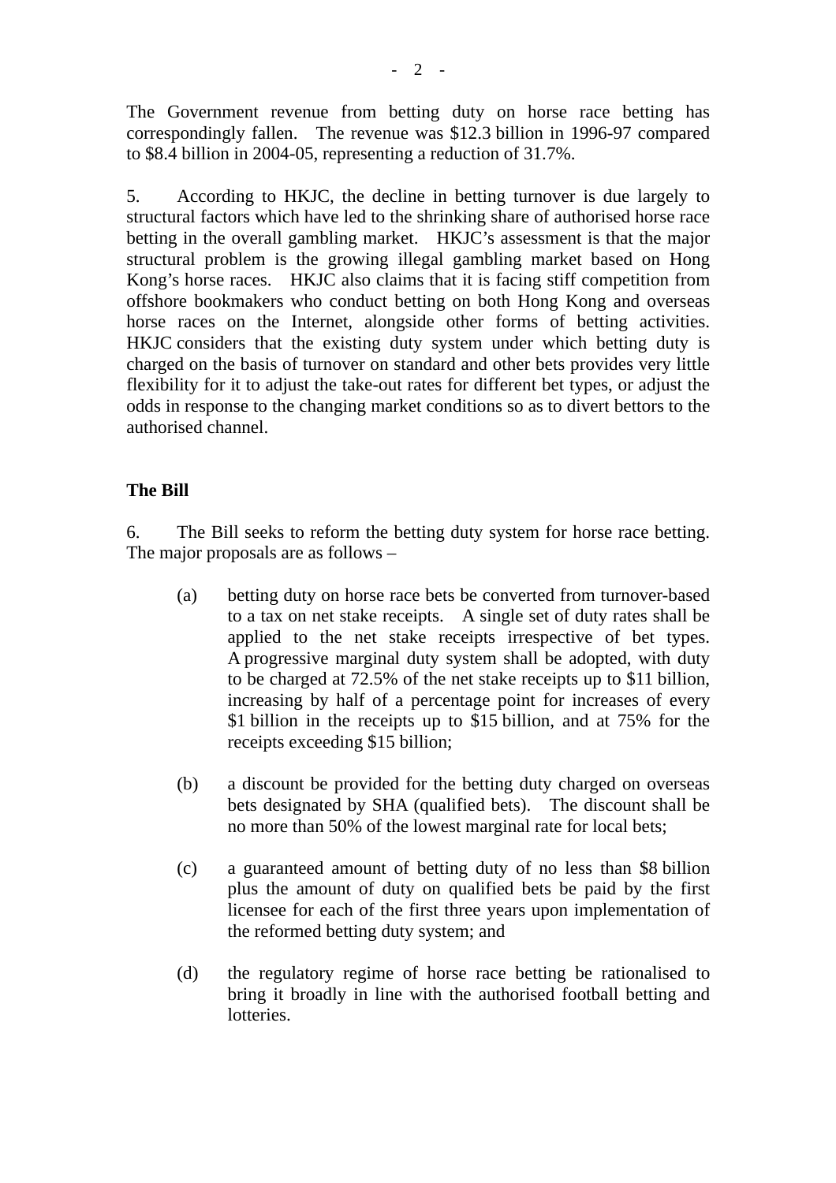The Government revenue from betting duty on horse race betting has correspondingly fallen. The revenue was $12.3 billion in 1996-97 compared to $8.4 billion in 2004-05, representing a reduction of 31.7%.

5. According to HKJC, the decline in betting turnover is due largely to structural factors which have led to the shrinking share of authorised horse race betting in the overall gambling market. HKJC's assessment is that the major structural problem is the growing illegal gambling market based on Hong Kong's horse races. HKJC also claims that it is facing stiff competition from offshore bookmakers who conduct betting on both Hong Kong and overseas horse races on the Internet, alongside other forms of betting activities. HKJC considers that the existing duty system under which betting duty is charged on the basis of turnover on standard and other bets provides very little flexibility for it to adjust the take-out rates for different bet types, or adjust the odds in response to the changing market conditions so as to divert bettors to the authorised channel.

**The Bill**

6. The Bill seeks to reform the betting duty system for horse race betting. The major proposals are as follows –

(a) betting duty on horse race bets be converted from turnover-based to a tax on net stake receipts. A single set of duty rates shall be applied to the net stake receipts irrespective of bet types. A progressive marginal duty system shall be adopted, with duty to be charged at 72.5% of the net stake receipts up to $11 billion, increasing by half of a percentage point for increases of every $1 billion in the receipts up to $15 billion, and at 75% for the receipts exceeding $15 billion;

(b) a discount be provided for the betting duty charged on overseas bets designated by SHA (qualified bets). The discount shall be no more than 50% of the lowest marginal rate for local bets;

(c) a guaranteed amount of betting duty of no less than $8 billion plus the amount of duty on qualified bets be paid by the first licensee for each of the first three years upon implementation of the reformed betting duty system; and

(d) the regulatory regime of horse race betting be rationalised to bring it broadly in line with the authorised football betting and lotteries.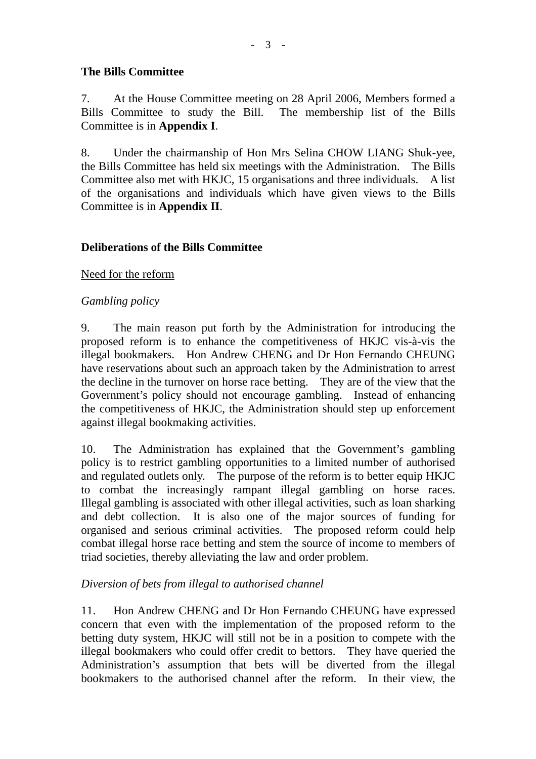**The Bills Committee**

7. At the House Committee meeting on 28 April 2006, Members formed a Bills Committee to study the Bill. The membership list of the Bills Committee is in **Appendix I**.

8. Under the chairmanship of Hon Mrs Selina CHOW LIANG Shuk-yee, the Bills Committee has held six meetings with the Administration. The Bills Committee also met with HKJC, 15 organisations and three individuals. A list of the organisations and individuals which have given views to the Bills Committee is in **Appendix II**.

**Deliberations of the Bills Committee**

<u>Need for the reform</u>

*Gambling policy*

9. The main reason put forth by the Administration for introducing the proposed reform is to enhance the competitiveness of HKJC vis-à-vis the illegal bookmakers. Hon Andrew CHENG and Dr Hon Fernando CHEUNG have reservations about such an approach taken by the Administration to arrest the decline in the turnover on horse race betting. They are of the view that the Government's policy should not encourage gambling. Instead of enhancing the competitiveness of HKJC, the Administration should step up enforcement against illegal bookmaking activities.

10. The Administration has explained that the Government's gambling policy is to restrict gambling opportunities to a limited number of authorised and regulated outlets only. The purpose of the reform is to better equip HKJC to combat the increasingly rampant illegal gambling on horse races. Illegal gambling is associated with other illegal activities, such as loan sharking and debt collection. It is also one of the major sources of funding for organised and serious criminal activities. The proposed reform could help combat illegal horse race betting and stem the source of income to members of triad societies, thereby alleviating the law and order problem.

*Diversion of bets from illegal to authorised channel*

11. Hon Andrew CHENG and Dr Hon Fernando CHEUNG have expressed concern that even with the implementation of the proposed reform to the betting duty system, HKJC will still not be in a position to compete with the illegal bookmakers who could offer credit to bettors. They have queried the Administration's assumption that bets will be diverted from the illegal bookmakers to the authorised channel after the reform. In their view, the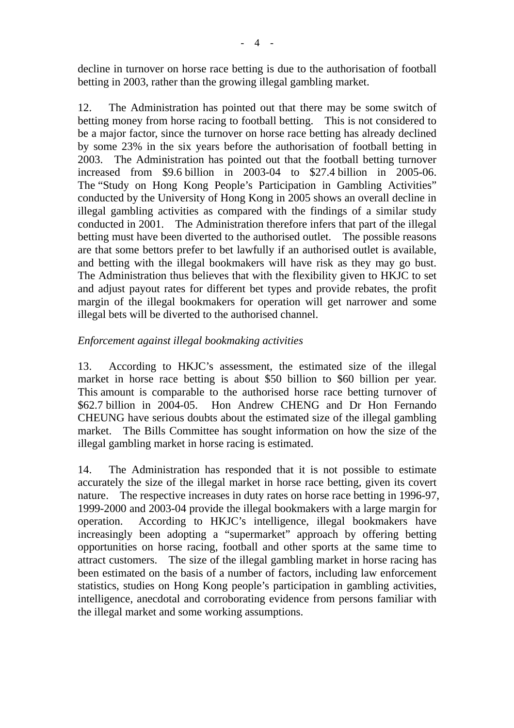decline in turnover on horse race betting is due to the authorisation of football betting in 2003, rather than the growing illegal gambling market.

12. The Administration has pointed out that there may be some switch of betting money from horse racing to football betting. This is not considered to be a major factor, since the turnover on horse race betting has already declined by some 23% in the six years before the authorisation of football betting in 2003. The Administration has pointed out that the football betting turnover increased from $9.6 billion in 2003-04 to $27.4 billion in 2005-06. The "Study on Hong Kong People's Participation in Gambling Activities" conducted by the University of Hong Kong in 2005 shows an overall decline in illegal gambling activities as compared with the findings of a similar study conducted in 2001. The Administration therefore infers that part of the illegal betting must have been diverted to the authorised outlet. The possible reasons are that some bettors prefer to bet lawfully if an authorised outlet is available, and betting with the illegal bookmakers will have risk as they may go bust. The Administration thus believes that with the flexibility given to HKJC to set and adjust payout rates for different bet types and provide rebates, the profit margin of the illegal bookmakers for operation will get narrower and some illegal bets will be diverted to the authorised channel.

*Enforcement against illegal bookmaking activities*

13. According to HKJC's assessment, the estimated size of the illegal market in horse race betting is about $50 billion to $60 billion per year. This amount is comparable to the authorised horse race betting turnover of $62.7 billion in 2004-05. Hon Andrew CHENG and Dr Hon Fernando CHEUNG have serious doubts about the estimated size of the illegal gambling market. The Bills Committee has sought information on how the size of the illegal gambling market in horse racing is estimated.

14. The Administration has responded that it is not possible to estimate accurately the size of the illegal market in horse race betting, given its covert nature. The respective increases in duty rates on horse race betting in 1996-97, 1999-2000 and 2003-04 provide the illegal bookmakers with a large margin for operation. According to HKJC's intelligence, illegal bookmakers have increasingly been adopting a "supermarket" approach by offering betting opportunities on horse racing, football and other sports at the same time to attract customers. The size of the illegal gambling market in horse racing has been estimated on the basis of a number of factors, including law enforcement statistics, studies on Hong Kong people's participation in gambling activities, intelligence, anecdotal and corroborating evidence from persons familiar with the illegal market and some working assumptions.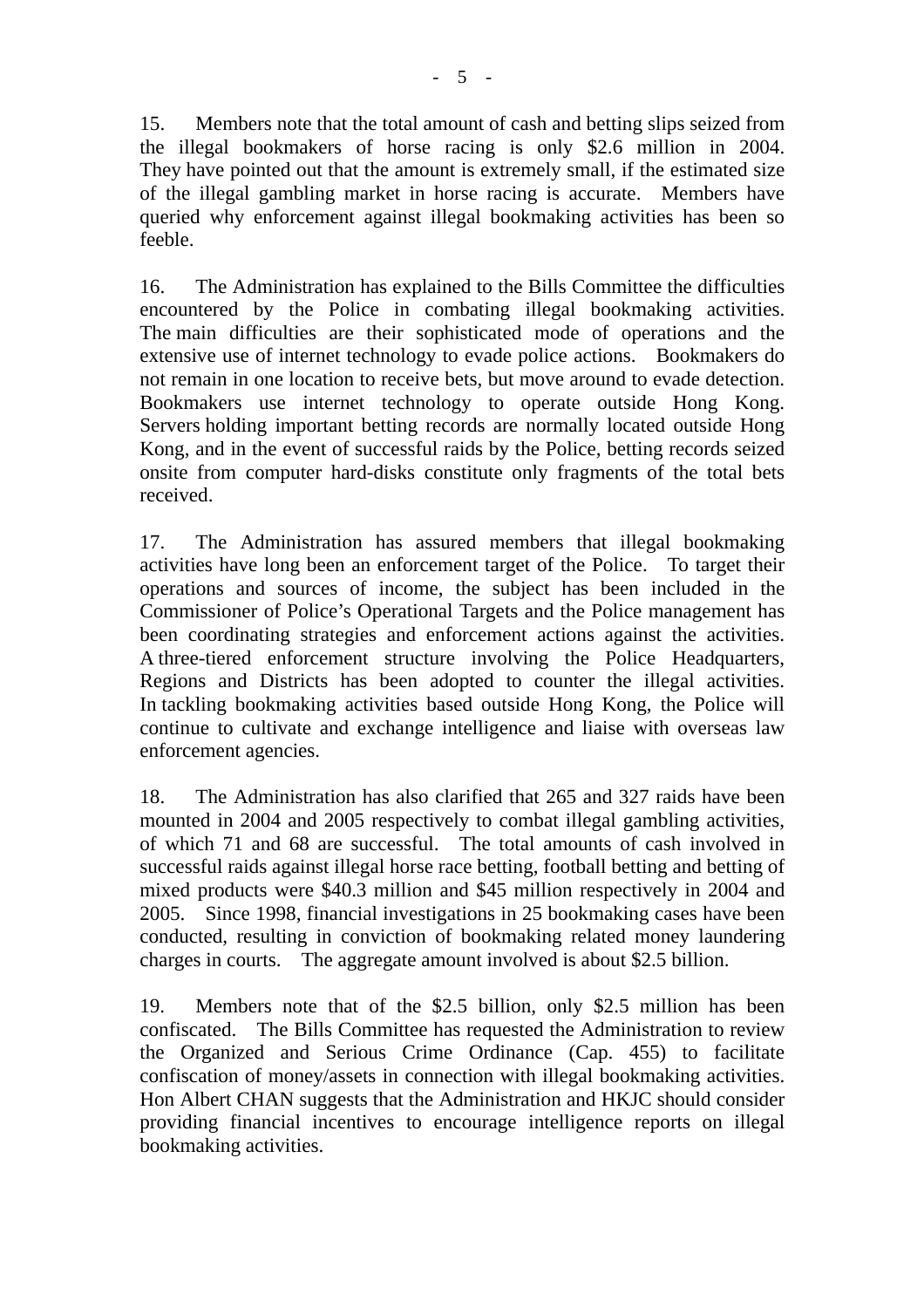15. Members note that the total amount of cash and betting slips seized from the illegal bookmakers of horse racing is only $2.6 million in 2004. They have pointed out that the amount is extremely small, if the estimated size of the illegal gambling market in horse racing is accurate. Members have queried why enforcement against illegal bookmaking activities has been so feeble.

16. The Administration has explained to the Bills Committee the difficulties encountered by the Police in combating illegal bookmaking activities. The main difficulties are their sophisticated mode of operations and the extensive use of internet technology to evade police actions. Bookmakers do not remain in one location to receive bets, but move around to evade detection. Bookmakers use internet technology to operate outside Hong Kong. Servers holding important betting records are normally located outside Hong Kong, and in the event of successful raids by the Police, betting records seized onsite from computer hard-disks constitute only fragments of the total bets received.

17. The Administration has assured members that illegal bookmaking activities have long been an enforcement target of the Police. To target their operations and sources of income, the subject has been included in the Commissioner of Police's Operational Targets and the Police management has been coordinating strategies and enforcement actions against the activities. A three-tiered enforcement structure involving the Police Headquarters, Regions and Districts has been adopted to counter the illegal activities. In tackling bookmaking activities based outside Hong Kong, the Police will continue to cultivate and exchange intelligence and liaise with overseas law enforcement agencies.

18. The Administration has also clarified that 265 and 327 raids have been mounted in 2004 and 2005 respectively to combat illegal gambling activities, of which 71 and 68 are successful. The total amounts of cash involved in successful raids against illegal horse race betting, football betting and betting of mixed products were $40.3 million and $45 million respectively in 2004 and 2005. Since 1998, financial investigations in 25 bookmaking cases have been conducted, resulting in conviction of bookmaking related money laundering charges in courts. The aggregate amount involved is about $2.5 billion.

19. Members note that of the $2.5 billion, only $2.5 million has been confiscated. The Bills Committee has requested the Administration to review the Organized and Serious Crime Ordinance (Cap. 455) to facilitate confiscation of money/assets in connection with illegal bookmaking activities. Hon Albert CHAN suggests that the Administration and HKJC should consider providing financial incentives to encourage intelligence reports on illegal bookmaking activities.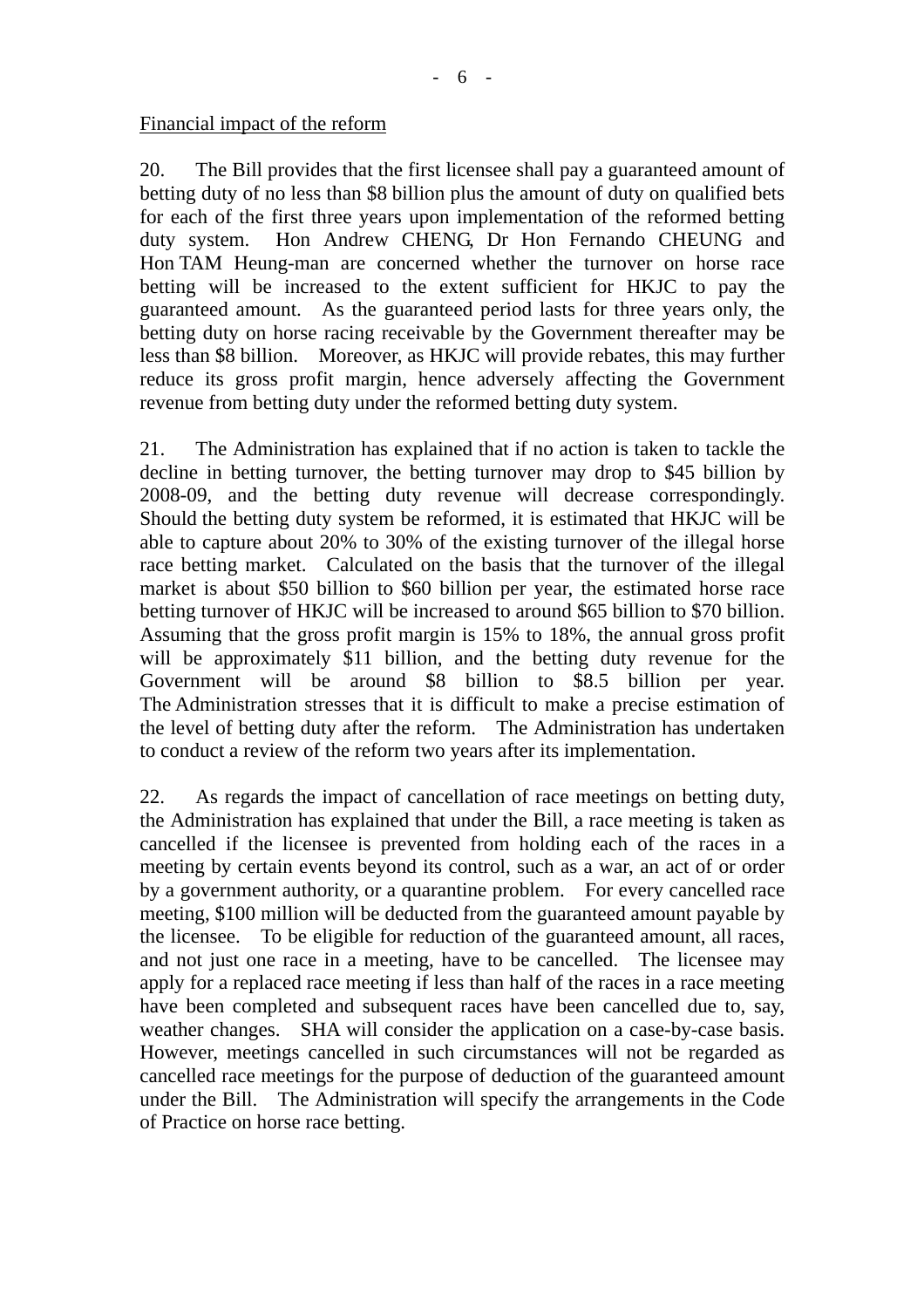Financial impact of the reform

20. The Bill provides that the first licensee shall pay a guaranteed amount of betting duty of no less than $8 billion plus the amount of duty on qualified bets for each of the first three years upon implementation of the reformed betting duty system. Hon Andrew CHENG, Dr Hon Fernando CHEUNG and Hon TAM Heung-man are concerned whether the turnover on horse race betting will be increased to the extent sufficient for HKJC to pay the guaranteed amount. As the guaranteed period lasts for three years only, the betting duty on horse racing receivable by the Government thereafter may be less than $8 billion. Moreover, as HKJC will provide rebates, this may further reduce its gross profit margin, hence adversely affecting the Government revenue from betting duty under the reformed betting duty system.

21. The Administration has explained that if no action is taken to tackle the decline in betting turnover, the betting turnover may drop to $45 billion by 2008-09, and the betting duty revenue will decrease correspondingly. Should the betting duty system be reformed, it is estimated that HKJC will be able to capture about 20% to 30% of the existing turnover of the illegal horse race betting market. Calculated on the basis that the turnover of the illegal market is about $50 billion to $60 billion per year, the estimated horse race betting turnover of HKJC will be increased to around $65 billion to $70 billion. Assuming that the gross profit margin is 15% to 18%, the annual gross profit will be approximately $11 billion, and the betting duty revenue for the Government will be around $8 billion to $8.5 billion per year. The Administration stresses that it is difficult to make a precise estimation of the level of betting duty after the reform. The Administration has undertaken to conduct a review of the reform two years after its implementation.

22. As regards the impact of cancellation of race meetings on betting duty, the Administration has explained that under the Bill, a race meeting is taken as cancelled if the licensee is prevented from holding each of the races in a meeting by certain events beyond its control, such as a war, an act of or order by a government authority, or a quarantine problem. For every cancelled race meeting, $100 million will be deducted from the guaranteed amount payable by the licensee. To be eligible for reduction of the guaranteed amount, all races, and not just one race in a meeting, have to be cancelled. The licensee may apply for a replaced race meeting if less than half of the races in a race meeting have been completed and subsequent races have been cancelled due to, say, weather changes. SHA will consider the application on a case-by-case basis. However, meetings cancelled in such circumstances will not be regarded as cancelled race meetings for the purpose of deduction of the guaranteed amount under the Bill. The Administration will specify the arrangements in the Code of Practice on horse race betting.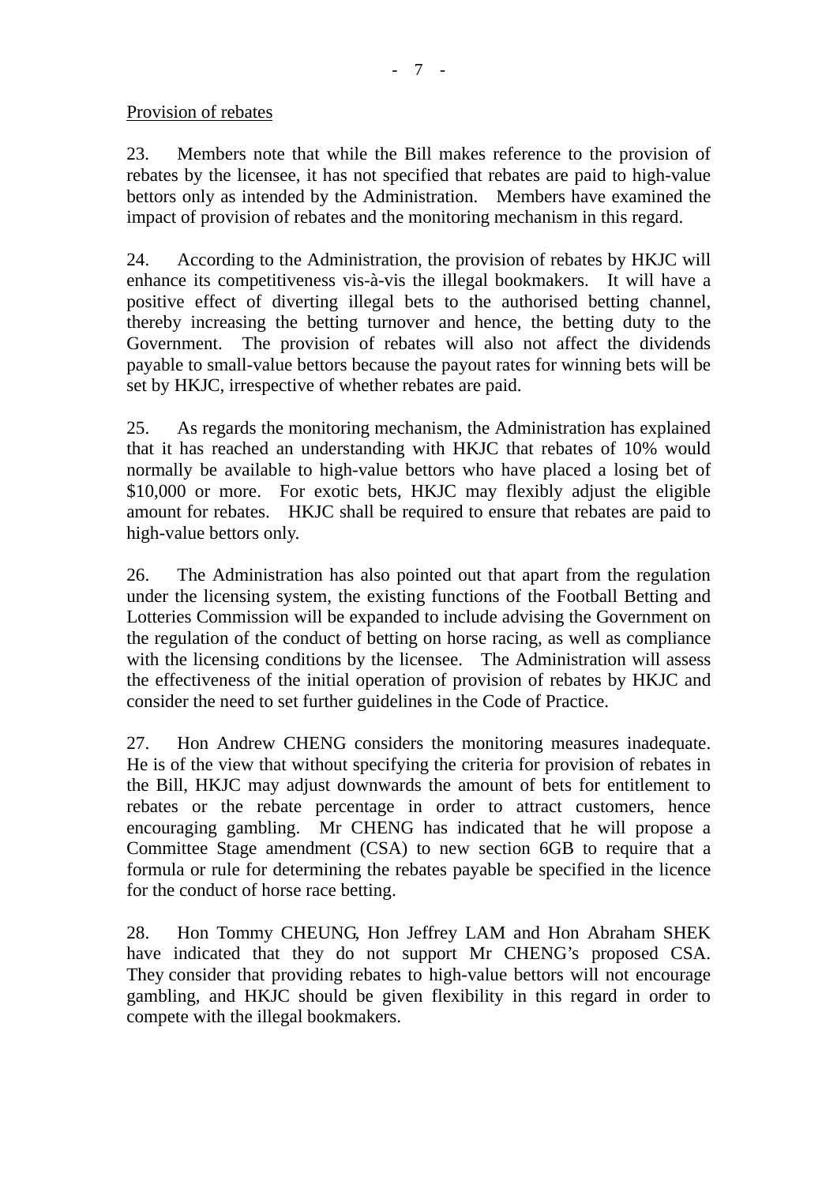Provision of rebates

23. Members note that while the Bill makes reference to the provision of rebates by the licensee, it has not specified that rebates are paid to high-value bettors only as intended by the Administration. Members have examined the impact of provision of rebates and the monitoring mechanism in this regard.

24. According to the Administration, the provision of rebates by HKJC will enhance its competitiveness vis-à-vis the illegal bookmakers. It will have a positive effect of diverting illegal bets to the authorised betting channel, thereby increasing the betting turnover and hence, the betting duty to the Government. The provision of rebates will also not affect the dividends payable to small-value bettors because the payout rates for winning bets will be set by HKJC, irrespective of whether rebates are paid.

25. As regards the monitoring mechanism, the Administration has explained that it has reached an understanding with HKJC that rebates of 10% would normally be available to high-value bettors who have placed a losing bet of $10,000 or more. For exotic bets, HKJC may flexibly adjust the eligible amount for rebates. HKJC shall be required to ensure that rebates are paid to high-value bettors only.

26. The Administration has also pointed out that apart from the regulation under the licensing system, the existing functions of the Football Betting and Lotteries Commission will be expanded to include advising the Government on the regulation of the conduct of betting on horse racing, as well as compliance with the licensing conditions by the licensee. The Administration will assess the effectiveness of the initial operation of provision of rebates by HKJC and consider the need to set further guidelines in the Code of Practice.

27. Hon Andrew CHENG considers the monitoring measures inadequate. He is of the view that without specifying the criteria for provision of rebates in the Bill, HKJC may adjust downwards the amount of bets for entitlement to rebates or the rebate percentage in order to attract customers, hence encouraging gambling. Mr CHENG has indicated that he will propose a Committee Stage amendment (CSA) to new section 6GB to require that a formula or rule for determining the rebates payable be specified in the licence for the conduct of horse race betting.

28. Hon Tommy CHEUNG, Hon Jeffrey LAM and Hon Abraham SHEK have indicated that they do not support Mr CHENG's proposed CSA. They consider that providing rebates to high-value bettors will not encourage gambling, and HKJC should be given flexibility in this regard in order to compete with the illegal bookmakers.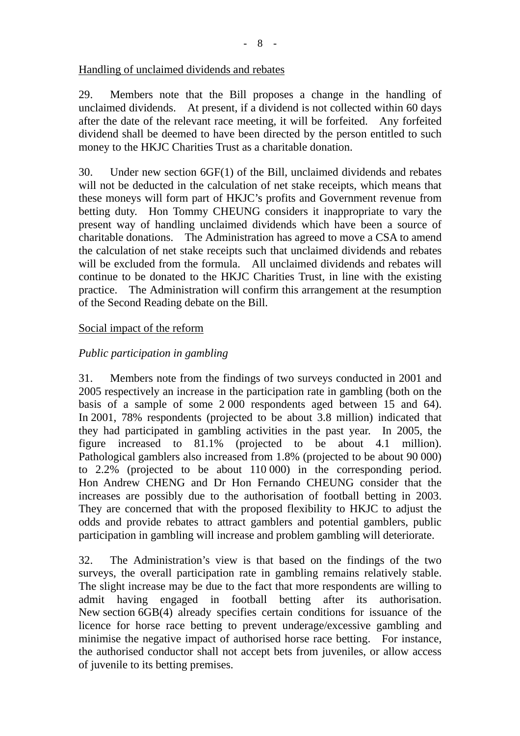Handling of unclaimed dividends and rebates

29. Members note that the Bill proposes a change in the handling of unclaimed dividends. At present, if a dividend is not collected within 60 days after the date of the relevant race meeting, it will be forfeited. Any forfeited dividend shall be deemed to have been directed by the person entitled to such money to the HKJC Charities Trust as a charitable donation.

30. Under new section 6GF(1) of the Bill, unclaimed dividends and rebates will not be deducted in the calculation of net stake receipts, which means that these moneys will form part of HKJC's profits and Government revenue from betting duty. Hon Tommy CHEUNG considers it inappropriate to vary the present way of handling unclaimed dividends which have been a source of charitable donations. The Administration has agreed to move a CSA to amend the calculation of net stake receipts such that unclaimed dividends and rebates will be excluded from the formula. All unclaimed dividends and rebates will continue to be donated to the HKJC Charities Trust, in line with the existing practice. The Administration will confirm this arrangement at the resumption of the Second Reading debate on the Bill.

Social impact of the reform

*Public participation in gambling*

31. Members note from the findings of two surveys conducted in 2001 and 2005 respectively an increase in the participation rate in gambling (both on the basis of a sample of some 2 000 respondents aged between 15 and 64). In 2001, 78% respondents (projected to be about 3.8 million) indicated that they had participated in gambling activities in the past year. In 2005, the figure increased to 81.1% (projected to be about 4.1 million). Pathological gamblers also increased from 1.8% (projected to be about 90 000) to 2.2% (projected to be about 110 000) in the corresponding period. Hon Andrew CHENG and Dr Hon Fernando CHEUNG consider that the increases are possibly due to the authorisation of football betting in 2003. They are concerned that with the proposed flexibility to HKJC to adjust the odds and provide rebates to attract gamblers and potential gamblers, public participation in gambling will increase and problem gambling will deteriorate.

32. The Administration's view is that based on the findings of the two surveys, the overall participation rate in gambling remains relatively stable. The slight increase may be due to the fact that more respondents are willing to admit having engaged in football betting after its authorisation. New section 6GB(4) already specifies certain conditions for issuance of the licence for horse race betting to prevent underage/excessive gambling and minimise the negative impact of authorised horse race betting. For instance, the authorised conductor shall not accept bets from juveniles, or allow access of juvenile to its betting premises.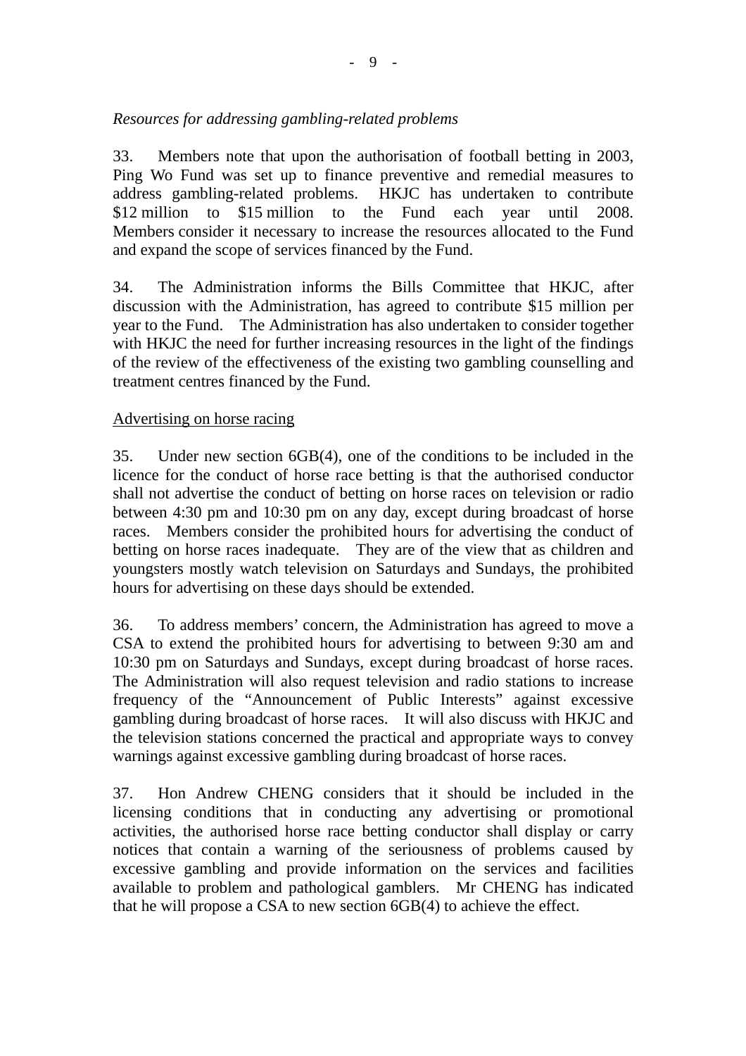*Resources for addressing gambling-related problems*

33. Members note that upon the authorisation of football betting in 2003, Ping Wo Fund was set up to finance preventive and remedial measures to address gambling-related problems. HKJC has undertaken to contribute $12 million to $15 million to the Fund each year until 2008. Members consider it necessary to increase the resources allocated to the Fund and expand the scope of services financed by the Fund.

34. The Administration informs the Bills Committee that HKJC, after discussion with the Administration, has agreed to contribute $15 million per year to the Fund. The Administration has also undertaken to consider together with HKJC the need for further increasing resources in the light of the findings of the review of the effectiveness of the existing two gambling counselling and treatment centres financed by the Fund.

<u>Advertising on horse racing</u>

35. Under new section 6GB(4), one of the conditions to be included in the licence for the conduct of horse race betting is that the authorised conductor shall not advertise the conduct of betting on horse races on television or radio between 4:30 pm and 10:30 pm on any day, except during broadcast of horse races. Members consider the prohibited hours for advertising the conduct of betting on horse races inadequate. They are of the view that as children and youngsters mostly watch television on Saturdays and Sundays, the prohibited hours for advertising on these days should be extended.

36. To address members' concern, the Administration has agreed to move a CSA to extend the prohibited hours for advertising to between 9:30 am and 10:30 pm on Saturdays and Sundays, except during broadcast of horse races. The Administration will also request television and radio stations to increase frequency of the "Announcement of Public Interests" against excessive gambling during broadcast of horse races. It will also discuss with HKJC and the television stations concerned the practical and appropriate ways to convey warnings against excessive gambling during broadcast of horse races.

37. Hon Andrew CHENG considers that it should be included in the licensing conditions that in conducting any advertising or promotional activities, the authorised horse race betting conductor shall display or carry notices that contain a warning of the seriousness of problems caused by excessive gambling and provide information on the services and facilities available to problem and pathological gamblers. Mr CHENG has indicated that he will propose a CSA to new section 6GB(4) to achieve the effect.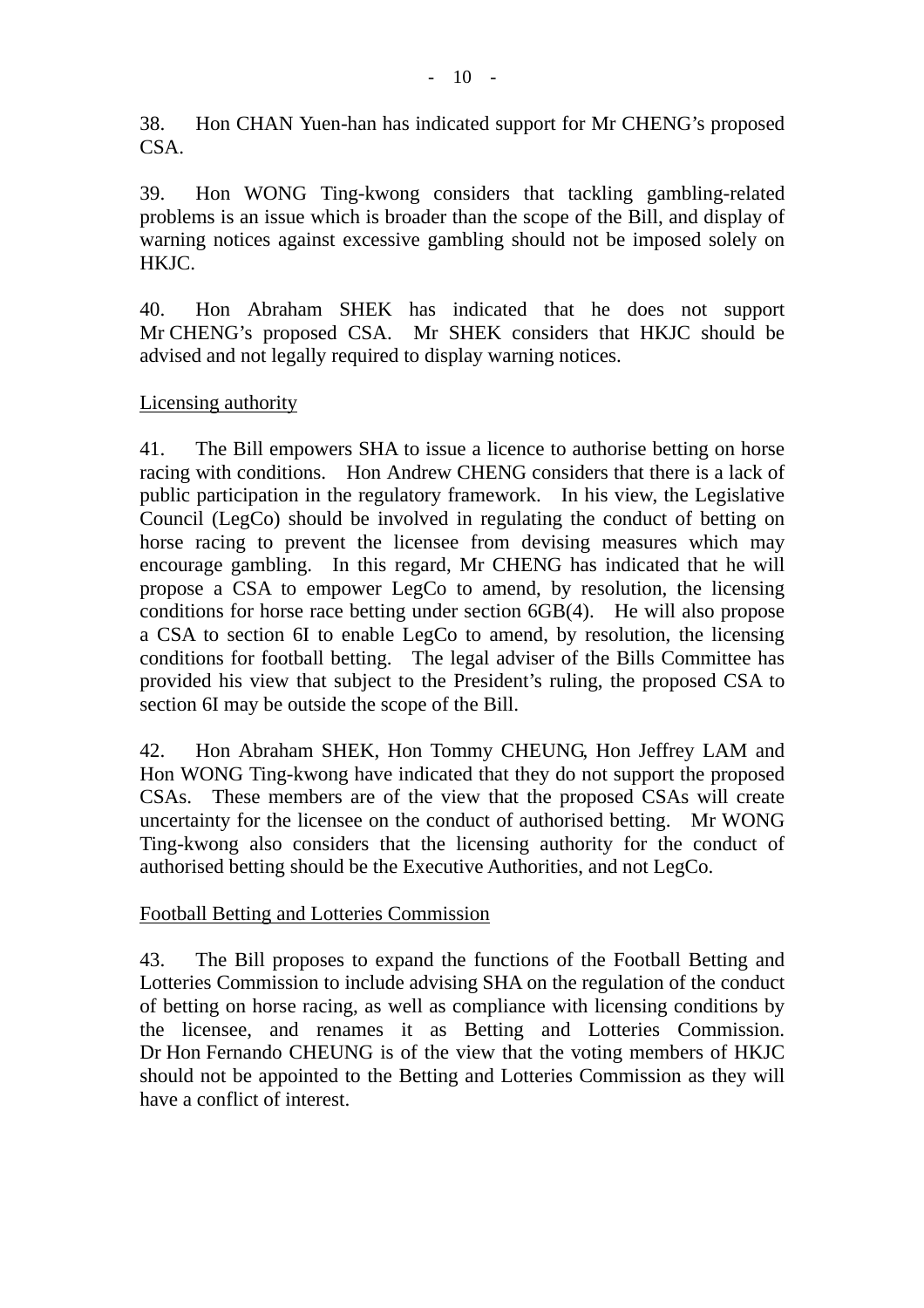38. Hon CHAN Yuen-han has indicated support for Mr CHENG's proposed CSA.

39. Hon WONG Ting-kwong considers that tackling gambling-related problems is an issue which is broader than the scope of the Bill, and display of warning notices against excessive gambling should not be imposed solely on HKJC.

40. Hon Abraham SHEK has indicated that he does not support Mr CHENG's proposed CSA. Mr SHEK considers that HKJC should be advised and not legally required to display warning notices.

Licensing authority

41. The Bill empowers SHA to issue a licence to authorise betting on horse racing with conditions. Hon Andrew CHENG considers that there is a lack of public participation in the regulatory framework. In his view, the Legislative Council (LegCo) should be involved in regulating the conduct of betting on horse racing to prevent the licensee from devising measures which may encourage gambling. In this regard, Mr CHENG has indicated that he will propose a CSA to empower LegCo to amend, by resolution, the licensing conditions for horse race betting under section 6GB(4). He will also propose a CSA to section 6I to enable LegCo to amend, by resolution, the licensing conditions for football betting. The legal adviser of the Bills Committee has provided his view that subject to the President's ruling, the proposed CSA to section 6I may be outside the scope of the Bill.

42. Hon Abraham SHEK, Hon Tommy CHEUNG, Hon Jeffrey LAM and Hon WONG Ting-kwong have indicated that they do not support the proposed CSAs. These members are of the view that the proposed CSAs will create uncertainty for the licensee on the conduct of authorised betting. Mr WONG Ting-kwong also considers that the licensing authority for the conduct of authorised betting should be the Executive Authorities, and not LegCo.

Football Betting and Lotteries Commission

43. The Bill proposes to expand the functions of the Football Betting and Lotteries Commission to include advising SHA on the regulation of the conduct of betting on horse racing, as well as compliance with licensing conditions by the licensee, and renames it as Betting and Lotteries Commission. Dr Hon Fernando CHEUNG is of the view that the voting members of HKJC should not be appointed to the Betting and Lotteries Commission as they will have a conflict of interest.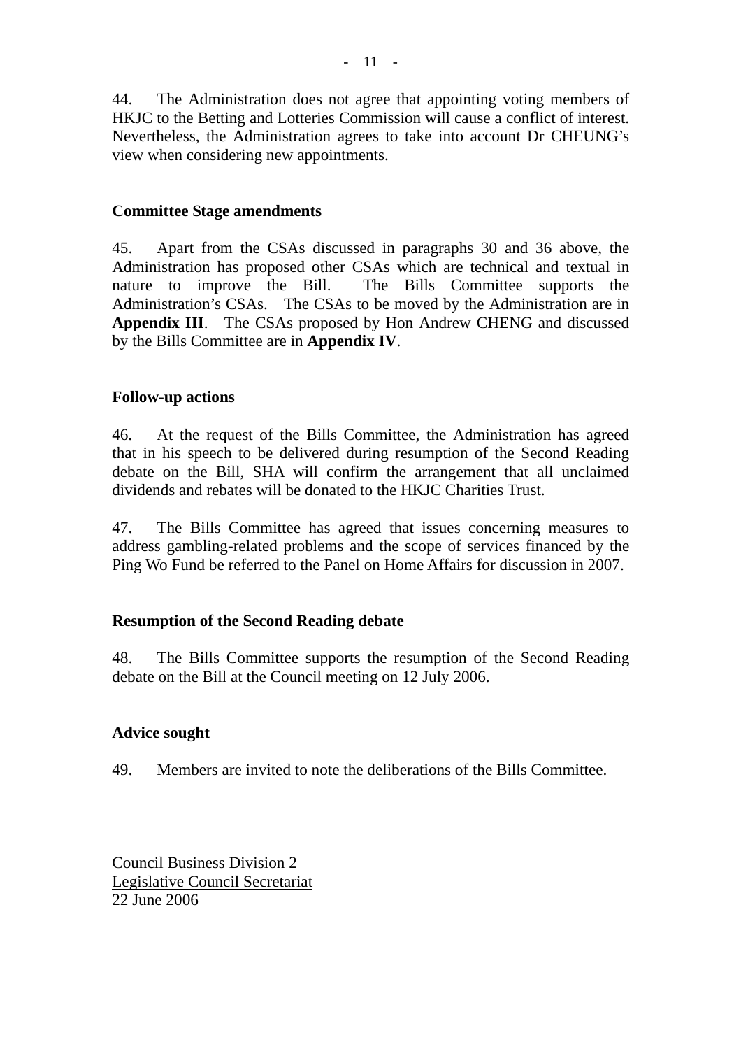44. The Administration does not agree that appointing voting members of HKJC to the Betting and Lotteries Commission will cause a conflict of interest. Nevertheless, the Administration agrees to take into account Dr CHEUNG's view when considering new appointments.

**Committee Stage amendments**

45. Apart from the CSAs discussed in paragraphs 30 and 36 above, the Administration has proposed other CSAs which are technical and textual in nature to improve the Bill. The Bills Committee supports the Administration's CSAs. The CSAs to be moved by the Administration are in **Appendix III**. The CSAs proposed by Hon Andrew CHENG and discussed by the Bills Committee are in **Appendix IV**.

**Follow-up actions**

46. At the request of the Bills Committee, the Administration has agreed that in his speech to be delivered during resumption of the Second Reading debate on the Bill, SHA will confirm the arrangement that all unclaimed dividends and rebates will be donated to the HKJC Charities Trust.

47. The Bills Committee has agreed that issues concerning measures to address gambling-related problems and the scope of services financed by the Ping Wo Fund be referred to the Panel on Home Affairs for discussion in 2007.

**Resumption of the Second Reading debate**

48. The Bills Committee supports the resumption of the Second Reading debate on the Bill at the Council meeting on 12 July 2006.

**Advice sought**

49. Members are invited to note the deliberations of the Bills Committee.

Council Business Division 2
Legislative Council Secretariat
22 June 2006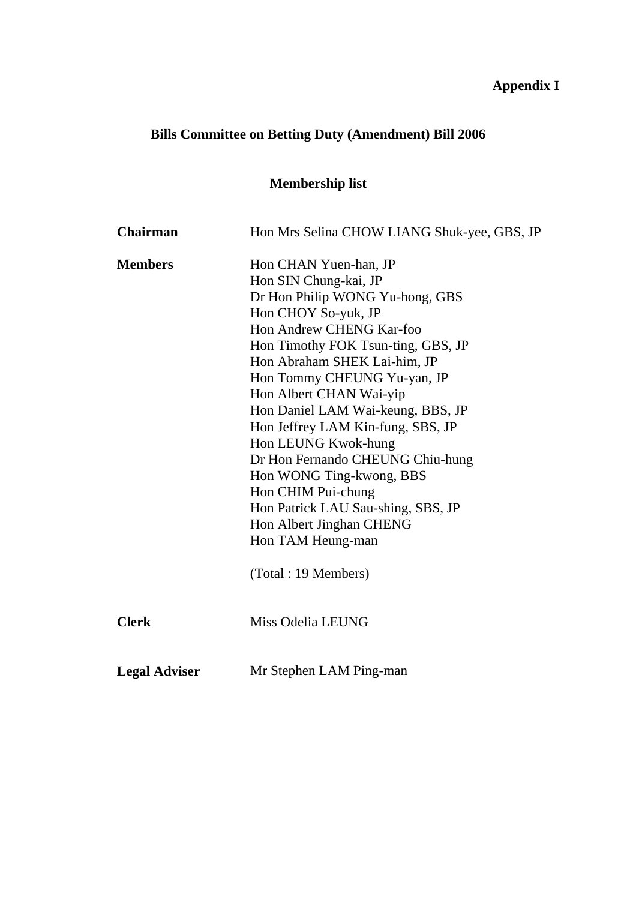**Appendix I**

## Bills Committee on Betting Duty (Amendment) Bill 2006

### Membership list

| | |
|---|---|
| **Chairman** | Hon Mrs Selina CHOW LIANG Shuk-yee, GBS, JP |
| **Members** | Hon CHAN Yuen-han, JP<br>Hon SIN Chung-kai, JP<br>Dr Hon Philip WONG Yu-hong, GBS<br>Hon CHOY So-yuk, JP<br>Hon Andrew CHENG Kar-foo<br>Hon Timothy FOK Tsun-ting, GBS, JP<br>Hon Abraham SHEK Lai-him, JP<br>Hon Tommy CHEUNG Yu-yan, JP<br>Hon Albert CHAN Wai-yip<br>Hon Daniel LAM Wai-keung, BBS, JP<br>Hon Jeffrey LAM Kin-fung, SBS, JP<br>Hon LEUNG Kwok-hung<br>Dr Hon Fernando CHEUNG Chiu-hung<br>Hon WONG Ting-kwong, BBS<br>Hon CHIM Pui-chung<br>Hon Patrick LAU Sau-shing, SBS, JP<br>Hon Albert Jinghan CHENG<br>Hon TAM Heung-man<br><br>(Total : 19 Members) |
| **Clerk** | Miss Odelia LEUNG |
| **Legal Adviser** | Mr Stephen LAM Ping-man |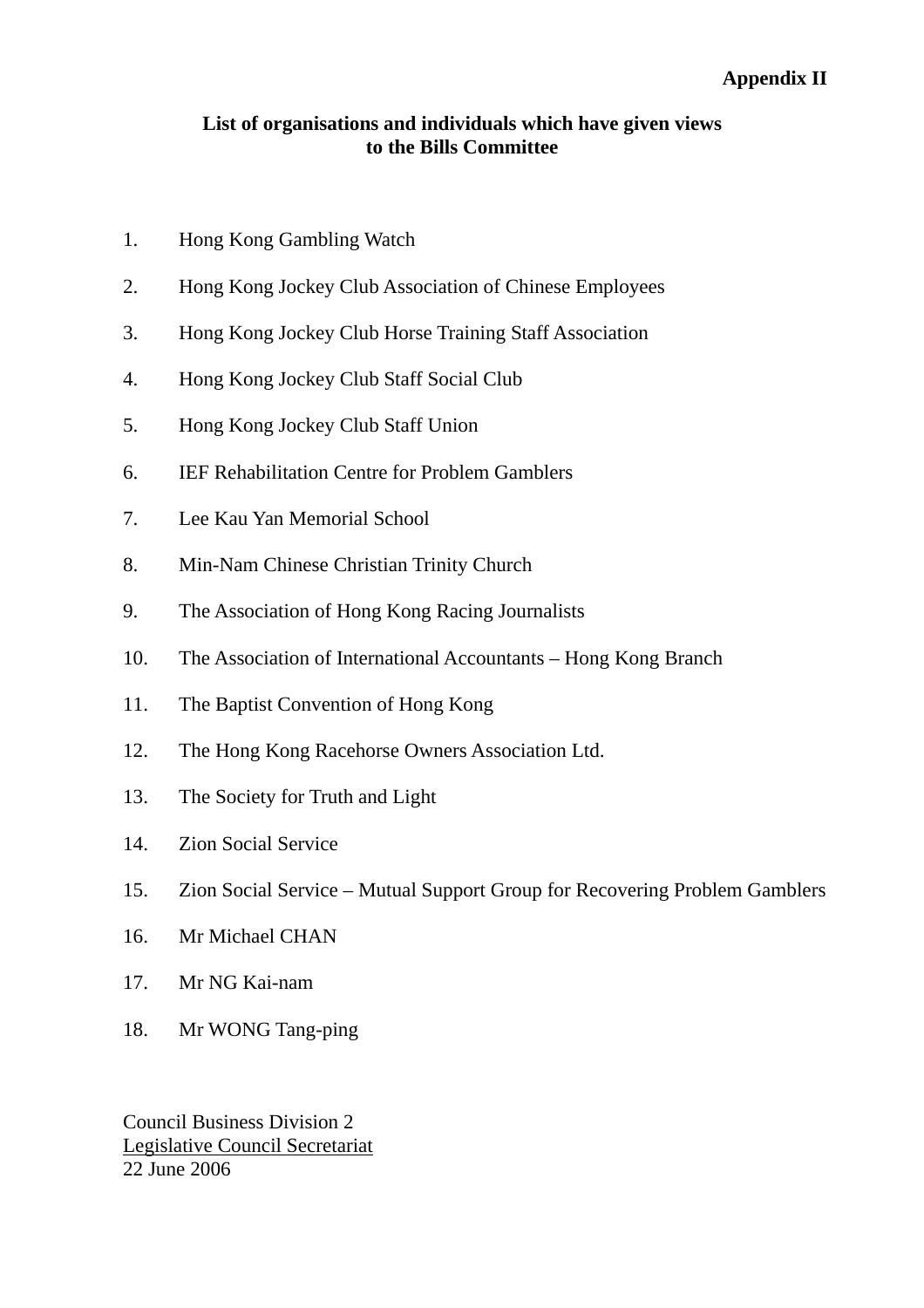**Appendix II**

**List of organisations and individuals which have given views to the Bills Committee**

1. Hong Kong Gambling Watch
2. Hong Kong Jockey Club Association of Chinese Employees
3. Hong Kong Jockey Club Horse Training Staff Association
4. Hong Kong Jockey Club Staff Social Club
5. Hong Kong Jockey Club Staff Union
6. IEF Rehabilitation Centre for Problem Gamblers
7. Lee Kau Yan Memorial School
8. Min-Nam Chinese Christian Trinity Church
9. The Association of Hong Kong Racing Journalists
10. The Association of International Accountants – Hong Kong Branch
11. The Baptist Convention of Hong Kong
12. The Hong Kong Racehorse Owners Association Ltd.
13. The Society for Truth and Light
14. Zion Social Service
15. Zion Social Service – Mutual Support Group for Recovering Problem Gamblers
16. Mr Michael CHAN
17. Mr NG Kai-nam
18. Mr WONG Tang-ping

Council Business Division 2
Legislative Council Secretariat
22 June 2006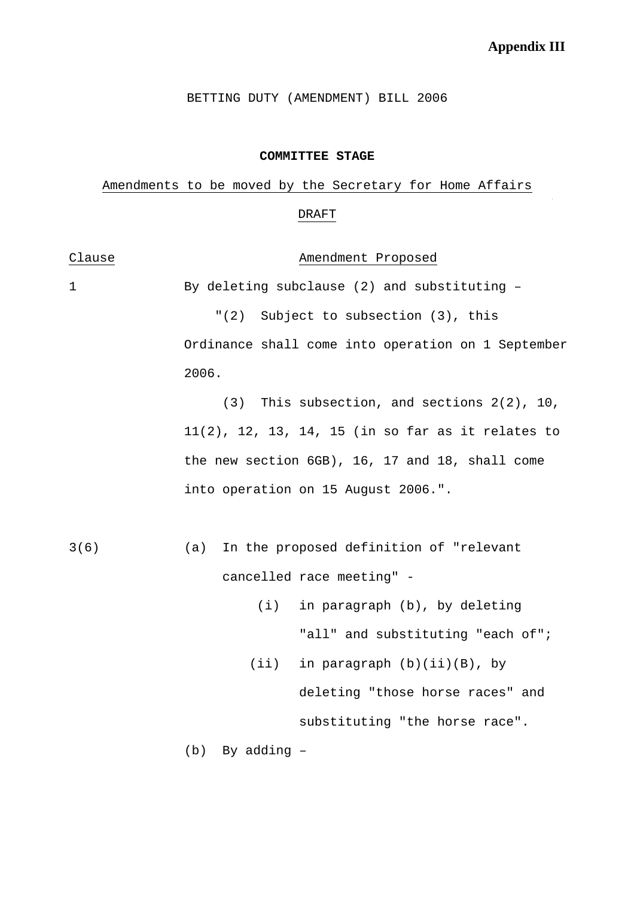**Appendix III**

BETTING DUTY (AMENDMENT) BILL 2006

**COMMITTEE STAGE**

Amendments to be moved by the Secretary for Home Affairs

DRAFT

| Clause | Amendment Proposed |
|---|---|
| 1 | By deleting subclause (2) and substituting – "(2) Subject to subsection (3), this Ordinance shall come into operation on 1 September 2006. (3) This subsection, and sections 2(2), 10, 11(2), 12, 13, 14, 15 (in so far as it relates to the new section 6GB), 16, 17 and 18, shall come into operation on 15 August 2006.". |
| 3(6) | (a) In the proposed definition of "relevant cancelled race meeting" - (i) in paragraph (b), by deleting "all" and substituting "each of"; (ii) in paragraph (b)(ii)(B), by deleting "those horse races" and substituting "the horse race". |
| | (b) By adding – |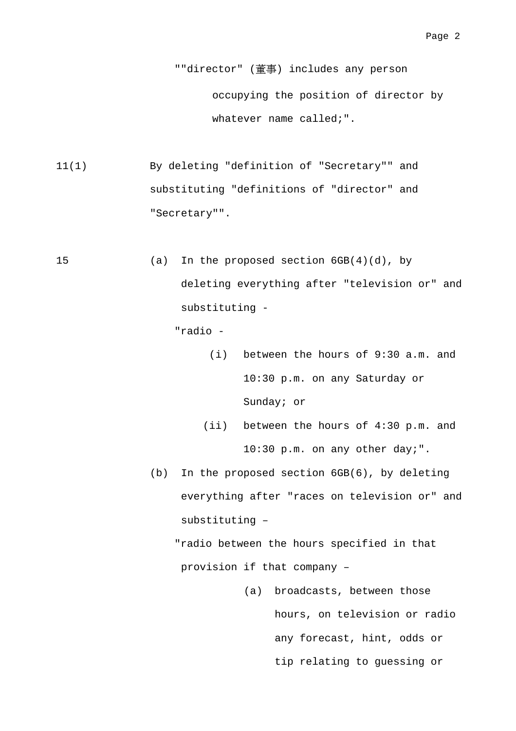""director" (董事) includes any person occupying the position of director by whatever name called;".

11(1) By deleting "definition of "Secretary"" and substituting "definitions of "director" and "Secretary"".

15 (a) In the proposed section 6GB(4)(d), by deleting everything after "television or" and substituting -

"radio -

(i) between the hours of 9:30 a.m. and 10:30 p.m. on any Saturday or Sunday; or

(ii) between the hours of 4:30 p.m. and 10:30 p.m. on any other day;".

(b) In the proposed section 6GB(6), by deleting everything after "races on television or" and substituting –

"radio between the hours specified in that provision if that company –

(a) broadcasts, between those hours, on television or radio any forecast, hint, odds or tip relating to guessing or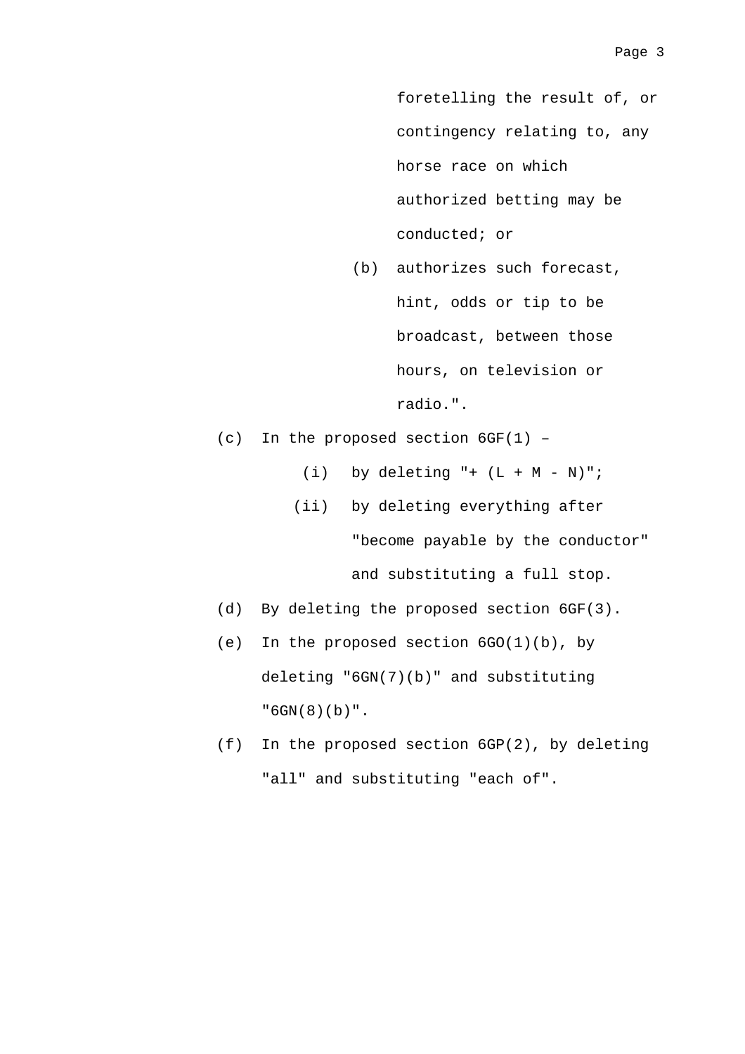foretelling the result of, or contingency relating to, any horse race on which authorized betting may be conducted; or

(b) authorizes such forecast, hint, odds or tip to be broadcast, between those hours, on television or radio.".

(c) In the proposed section 6GF(1) –

(i) by deleting "+ (L + M - N)";

(ii) by deleting everything after "become payable by the conductor" and substituting a full stop.

(d) By deleting the proposed section 6GF(3).

(e) In the proposed section 6GO(1)(b), by deleting "6GN(7)(b)" and substituting "6GN(8)(b)".

(f) In the proposed section 6GP(2), by deleting "all" and substituting "each of".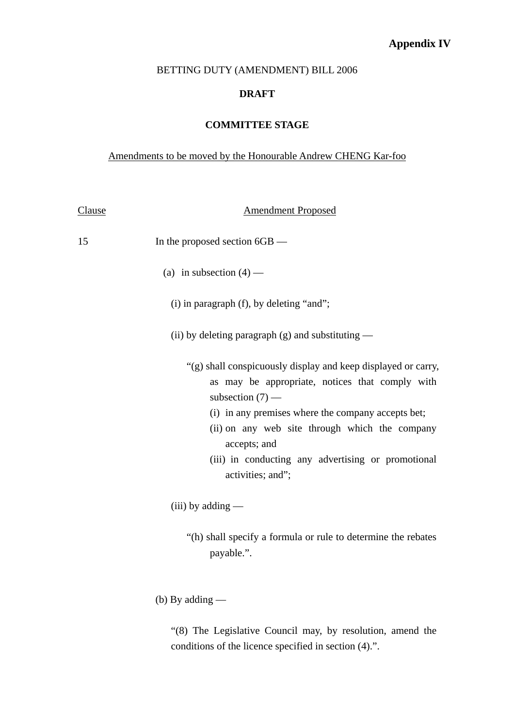**Appendix IV**

BETTING DUTY (AMENDMENT) BILL 2006

**DRAFT**

**COMMITTEE STAGE**

Amendments to be moved by the Honourable Andrew CHENG Kar-foo

| Clause | Amendment Proposed |
|---|---|
| 15 | In the proposed section 6GB — |

(a) in subsection (4) —

(i) in paragraph (f), by deleting "and";

(ii) by deleting paragraph (g) and substituting —

"(g) shall conspicuously display and keep displayed or carry, as may be appropriate, notices that comply with subsection (7) —

(i) in any premises where the company accepts bet;

(ii) on any web site through which the company accepts; and

(iii) in conducting any advertising or promotional activities; and";

(iii) by adding —

"(h) shall specify a formula or rule to determine the rebates payable.".

(b) By adding —

"(8) The Legislative Council may, by resolution, amend the conditions of the licence specified in section (4).".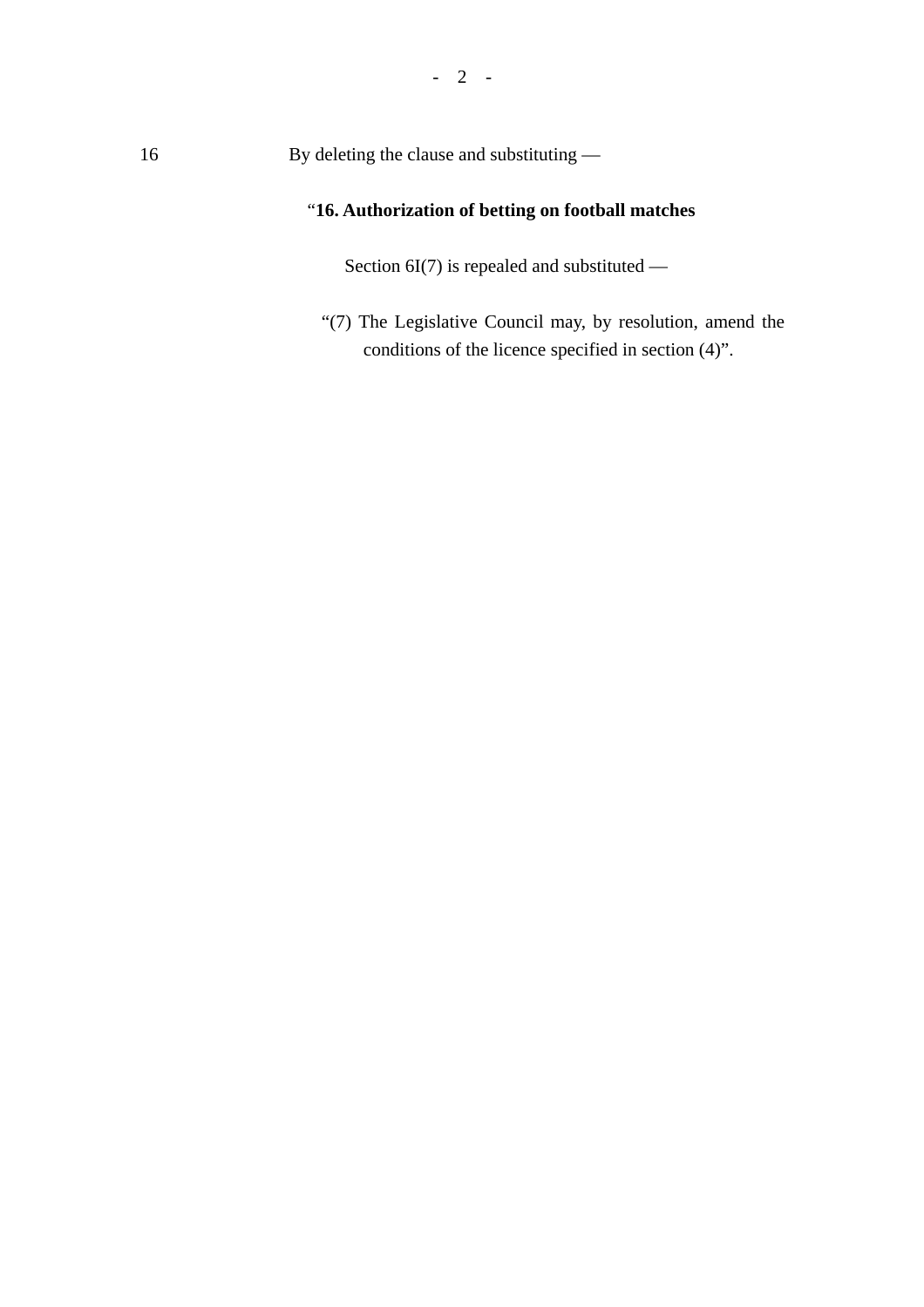16 By deleting the clause and substituting —

"**16. Authorization of betting on football matches**

Section 6I(7) is repealed and substituted —

"(7) The Legislative Council may, by resolution, amend the conditions of the licence specified in section (4)".